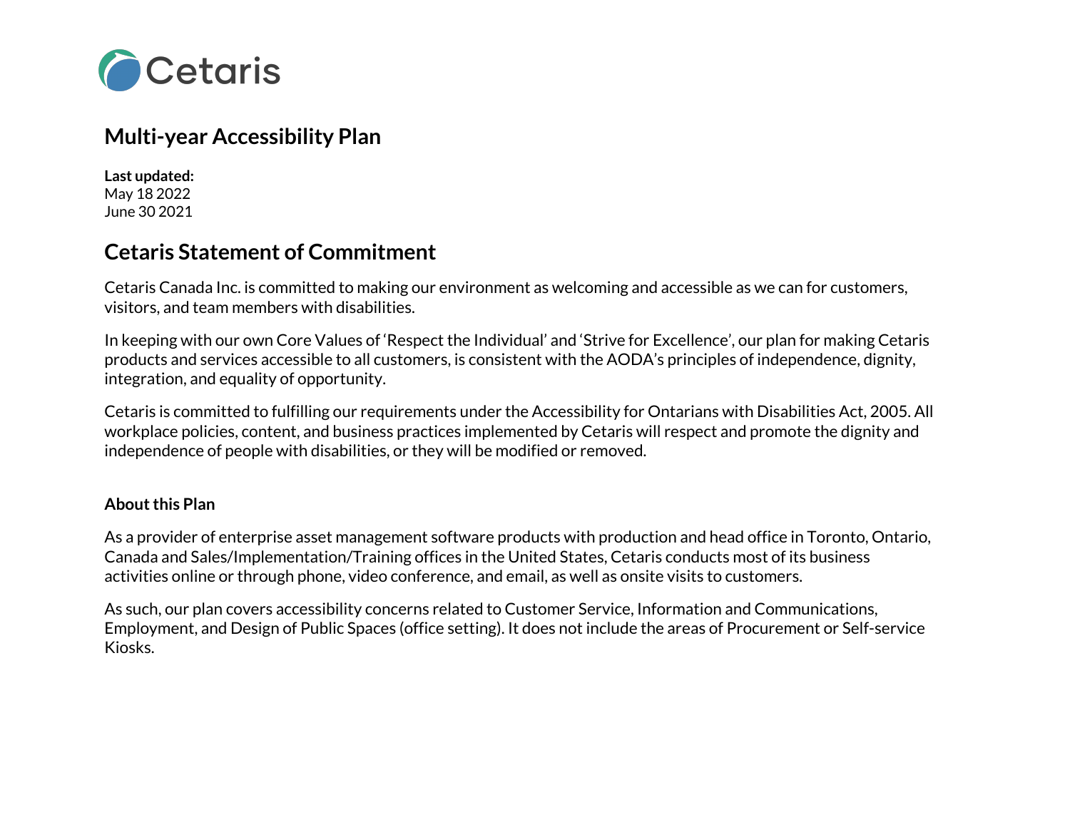Cetaris

# Multi-year Accessibility Plan

**Last updated:**
May 18 2022
June 30 2021

## Cetaris Statement of Commitment

Cetaris Canada Inc. is committed to making our environment as welcoming and accessible as we can for customers, visitors, and team members with disabilities.

In keeping with our own Core Values of 'Respect the Individual' and 'Strive for Excellence', our plan for making Cetaris products and services accessible to all customers, is consistent with the AODA's principles of independence, dignity, integration, and equality of opportunity.

Cetaris is committed to fulfilling our requirements under the Accessibility for Ontarians with Disabilities Act, 2005. All workplace policies, content, and business practices implemented by Cetaris will respect and promote the dignity and independence of people with disabilities, or they will be modified or removed.

### About this Plan

As a provider of enterprise asset management software products with production and head office in Toronto, Ontario, Canada and Sales/Implementation/Training offices in the United States, Cetaris conducts most of its business activities online or through phone, video conference, and email, as well as onsite visits to customers.

As such, our plan covers accessibility concerns related to Customer Service, Information and Communications, Employment, and Design of Public Spaces (office setting). It does not include the areas of Procurement or Self-service Kiosks.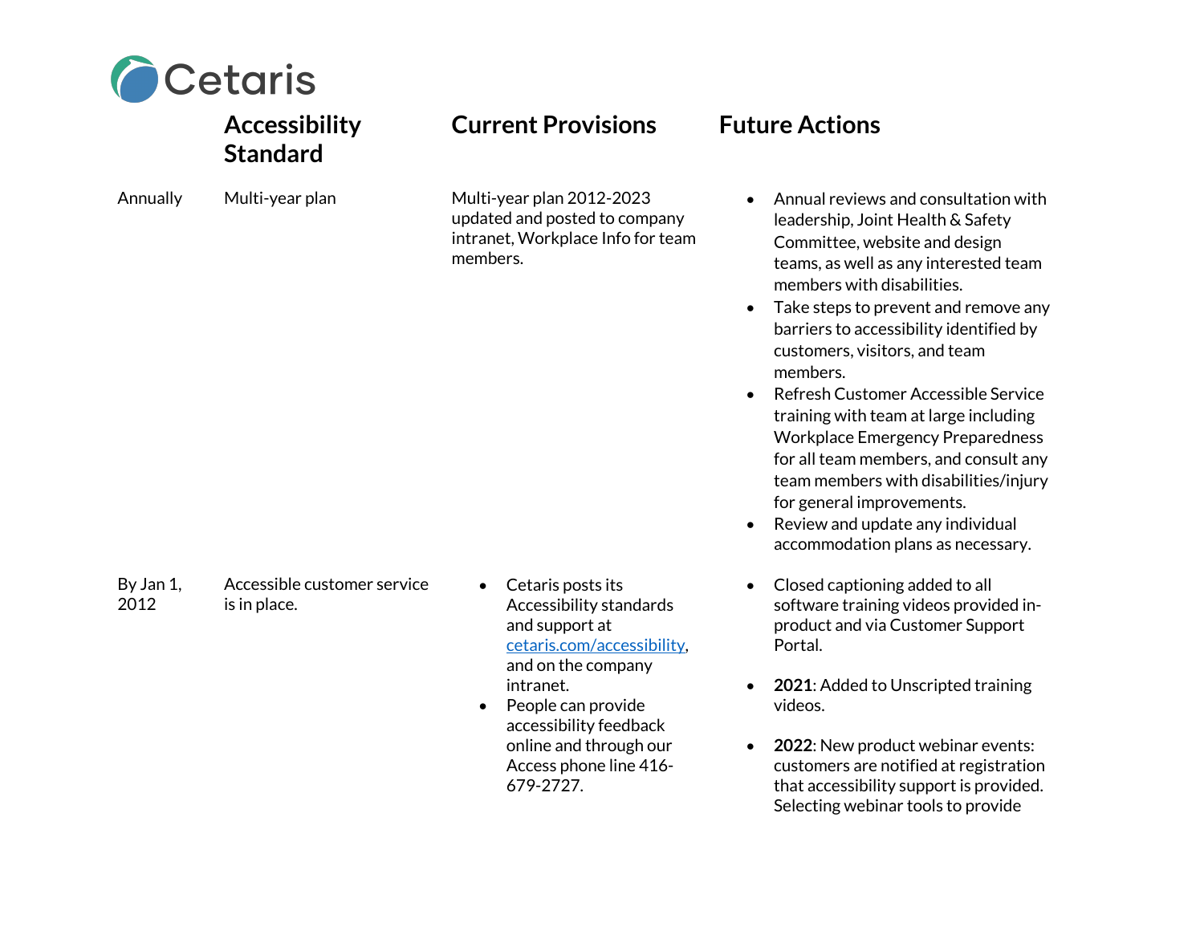| | Accessibility Standard | Current Provisions | Future Actions |
|---|---|---|---|
| Annually | Multi-year plan | Multi-year plan 2012-2023 updated and posted to company intranet, Workplace Info for team members. | • Annual reviews and consultation with leadership, Joint Health & Safety Committee, website and design teams, as well as any interested team members with disabilities.<br>• Take steps to prevent and remove any barriers to accessibility identified by customers, visitors, and team members.<br>• Refresh Customer Accessible Service training with team at large including Workplace Emergency Preparedness for all team members, and consult any team members with disabilities/injury for general improvements.<br>• Review and update any individual accommodation plans as necessary. |
| By Jan 1, 2012 | Accessible customer service is in place. | • Cetaris posts its Accessibility standards and support at [cetaris.com/accessibility](cetaris.com/accessibility), and on the company intranet.<br>• People can provide accessibility feedback online and through our Access phone line 416-679-2727. | • Closed captioning added to all software training videos provided in-product and via Customer Support Portal.<br>• **2021**: Added to Unscripted training videos.<br>• **2022**: New product webinar events: customers are notified at registration that accessibility support is provided. Selecting webinar tools to provide |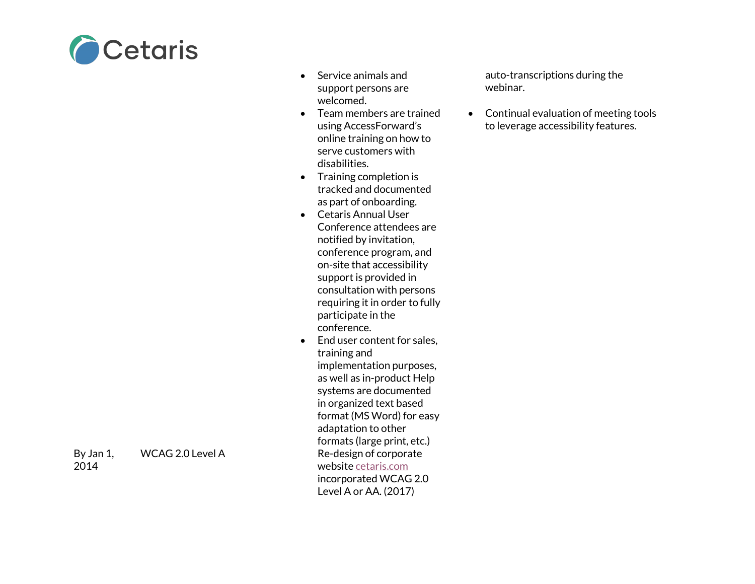| | | | |
|---|---|---|---|
| | | - Service animals and support persons are welcomed.<br>- Team members are trained using AccessForward's online training on how to serve customers with disabilities.<br>- Training completion is tracked and documented as part of onboarding.<br>- Cetaris Annual User Conference attendees are notified by invitation, conference program, and on-site that accessibility support is provided in consultation with persons requiring it in order to fully participate in the conference.<br>- End user content for sales, training and implementation purposes, as well as in-product Help systems are documented in organized text based format (MS Word) for easy adaptation to other formats (large print, etc.) | auto-transcriptions during the webinar.<br>- Continual evaluation of meeting tools to leverage accessibility features. |
| By Jan 1, 2014 | WCAG 2.0 Level A | Re-design of corporate website [cetaris.com](cetaris.com) incorporated WCAG 2.0 Level A or AA. (2017) | |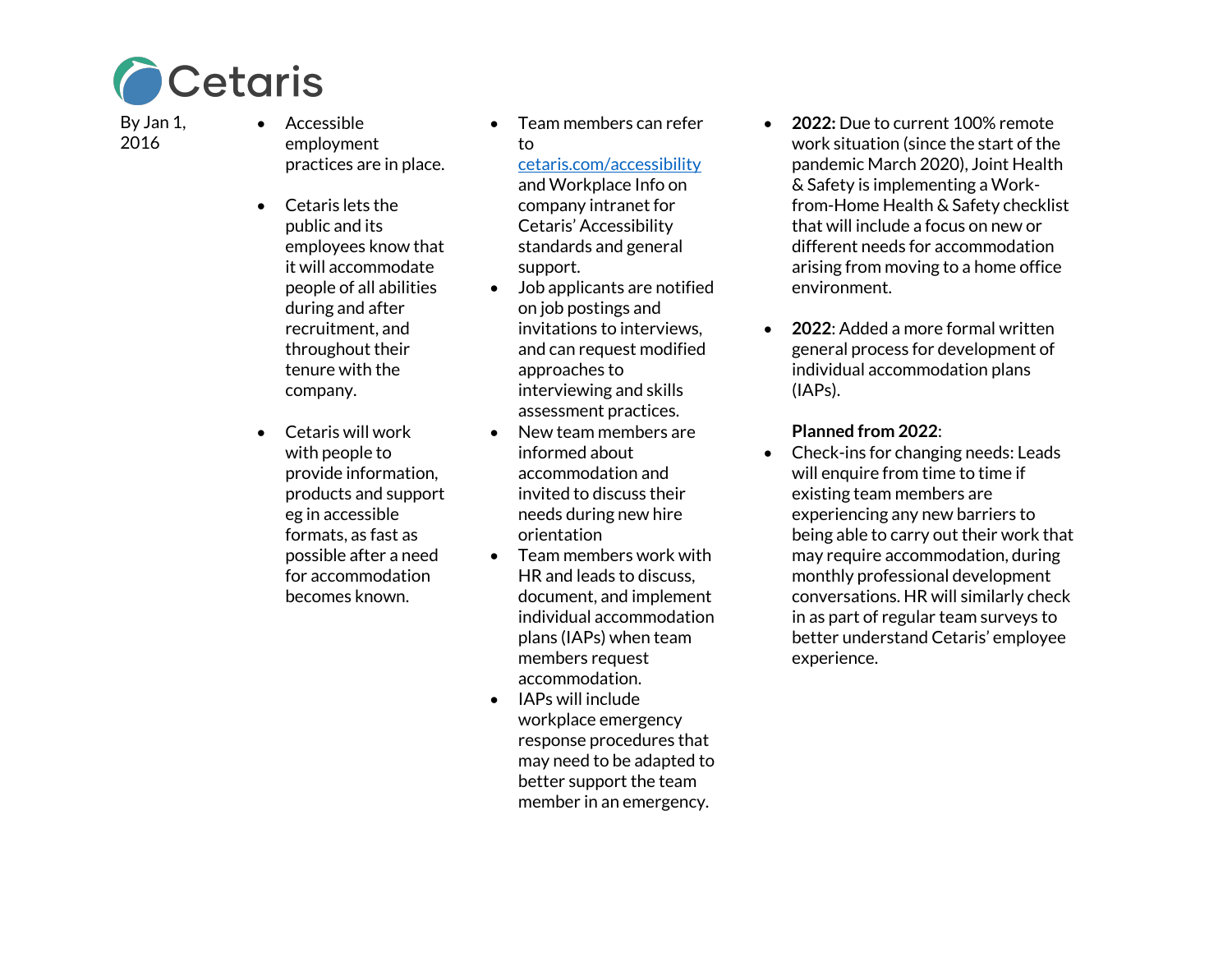| By Jan 1, 2016 | • Accessible employment practices are in place.<br><br>• Cetaris lets the public and its employees know that it will accommodate people of all abilities during and after recruitment, and throughout their tenure with the company.<br><br>• Cetaris will work with people to provide information, products and support eg in accessible formats, as fast as possible after a need for accommodation becomes known. | • Team members can refer to [cetaris.com/accessibility](cetaris.com/accessibility) and Workplace Info on company intranet for Cetaris' Accessibility standards and general support.<br>• Job applicants are notified on job postings and invitations to interviews, and can request modified approaches to interviewing and skills assessment practices.<br>• New team members are informed about accommodation and invited to discuss their needs during new hire orientation<br>• Team members work with HR and leads to discuss, document, and implement individual accommodation plans (IAPs) when team members request accommodation.<br>• IAPs will include workplace emergency response procedures that may need to be adapted to better support the team member in an emergency. | • **2022:** Due to current 100% remote work situation (since the start of the pandemic March 2020), Joint Health & Safety is implementing a Work-from-Home Health & Safety checklist that will include a focus on new or different needs for accommodation arising from moving to a home office environment.<br><br>• **2022**: Added a more formal written general process for development of individual accommodation plans (IAPs).<br><br>**Planned from 2022**:<br>• Check-ins for changing needs: Leads will enquire from time to time if existing team members are experiencing any new barriers to being able to carry out their work that may require accommodation, during monthly professional development conversations. HR will similarly check in as part of regular team surveys to better understand Cetaris' employee experience. |
|---|---|---|---|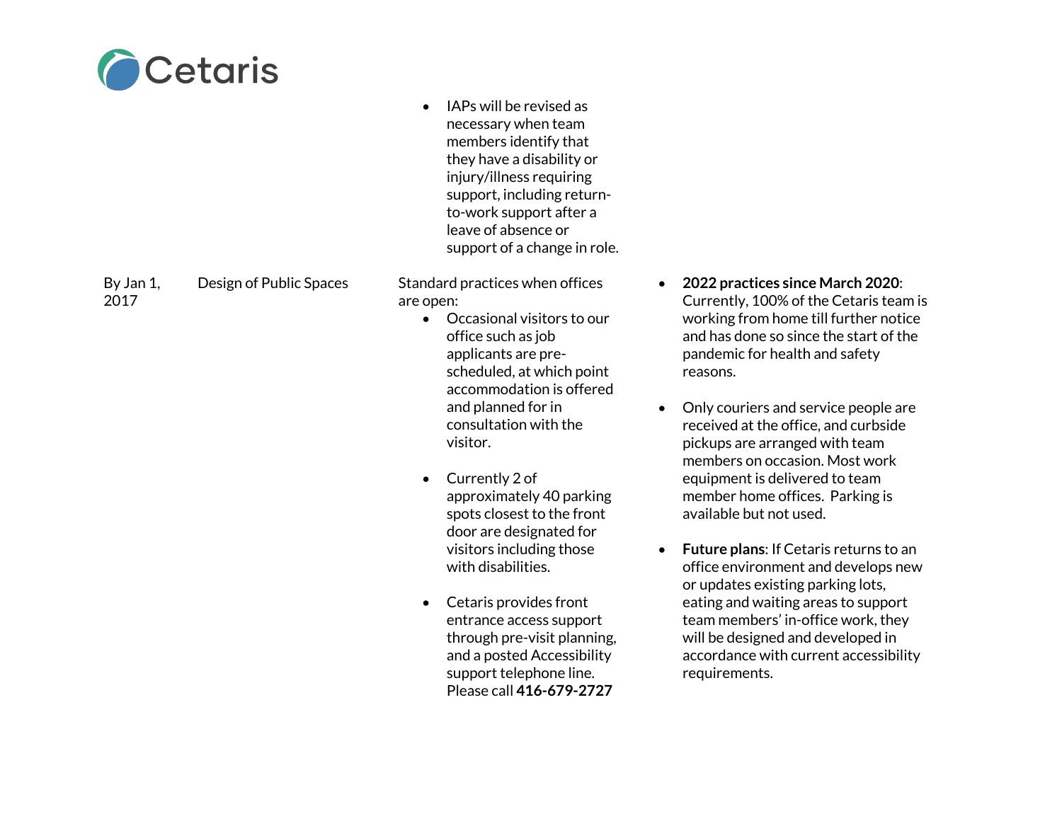| | | | |
|---|---|---|---|
| | | • IAPs will be revised as necessary when team members identify that they have a disability or injury/illness requiring support, including return-to-work support after a leave of absence or support of a change in role. | |
| By Jan 1, 2017 | Design of Public Spaces | Standard practices when offices are open:<br>• Occasional visitors to our office such as job applicants are pre-scheduled, at which point accommodation is offered and planned for in consultation with the visitor.<br>• Currently 2 of approximately 40 parking spots closest to the front door are designated for visitors including those with disabilities.<br>• Cetaris provides front entrance access support through pre-visit planning, and a posted Accessibility support telephone line. Please call **416-679-2727** | • **2022 practices since March 2020**: Currently, 100% of the Cetaris team is working from home till further notice and has done so since the start of the pandemic for health and safety reasons.<br>• Only couriers and service people are received at the office, and curbside pickups are arranged with team members on occasion. Most work equipment is delivered to team member home offices. Parking is available but not used.<br>• **Future plans**: If Cetaris returns to an office environment and develops new or updates existing parking lots, eating and waiting areas to support team members' in-office work, they will be designed and developed in accordance with current accessibility requirements. |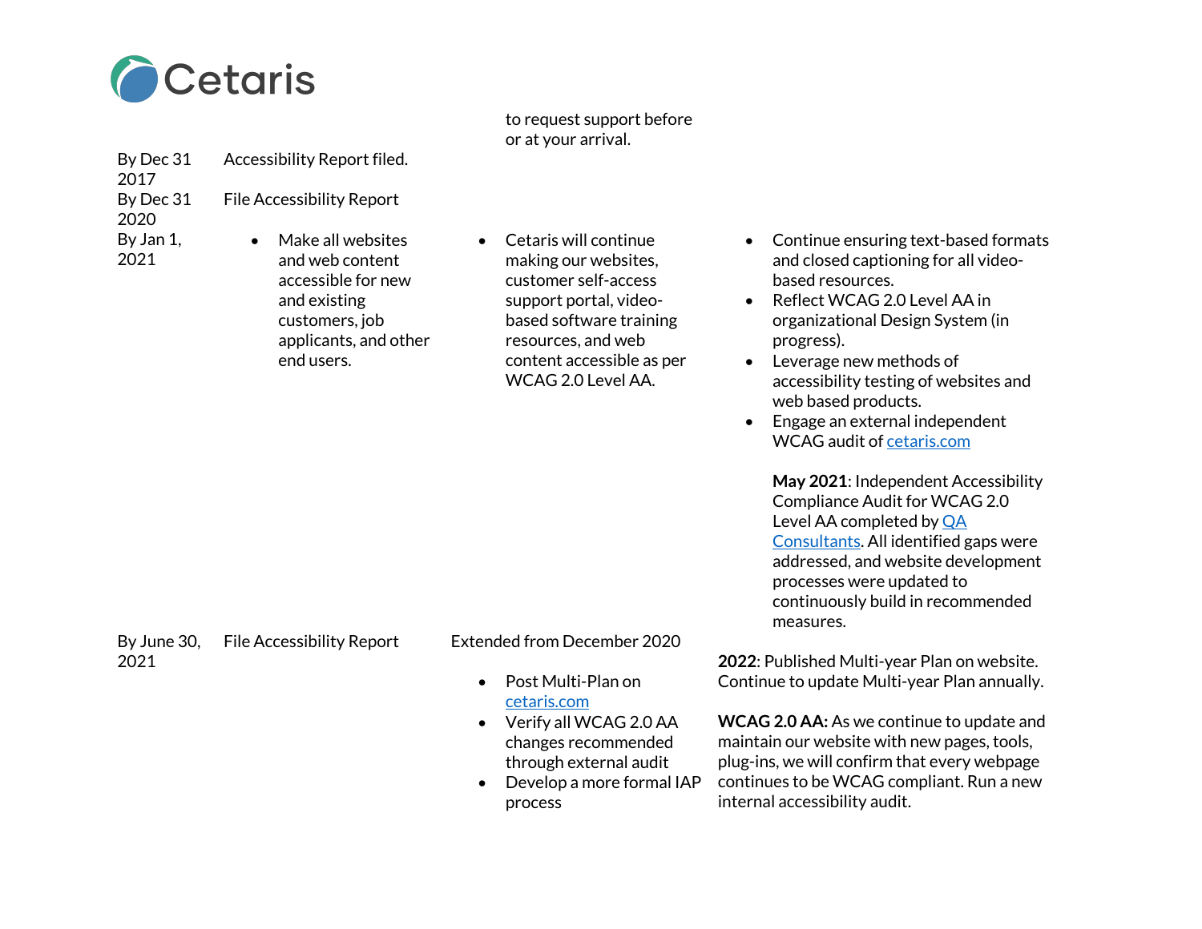| | | to request support before or at your arrival. | |
|---|---|---|---|
| By Dec 31 2017 | Accessibility Report filed. | | |
| By Dec 31 2020 | File Accessibility Report | | |
| By Jan 1, 2021 | • Make all websites and web content accessible for new and existing customers, job applicants, and other end users. | • Cetaris will continue making our websites, customer self-access support portal, video-based software training resources, and web content accessible as per WCAG 2.0 Level AA. | • Continue ensuring text-based formats and closed captioning for all video-based resources.<br>• Reflect WCAG 2.0 Level AA in organizational Design System (in progress).<br>• Leverage new methods of accessibility testing of websites and web based products.<br>• Engage an external independent WCAG audit of cetaris.com<br><br>**May 2021**: Independent Accessibility Compliance Audit for WCAG 2.0 Level AA completed by QA Consultants. All identified gaps were addressed, and website development processes were updated to continuously build in recommended measures. |
| By June 30, 2021 | File Accessibility Report | Extended from December 2020<br>• Post Multi-Plan on cetaris.com<br>• Verify all WCAG 2.0 AA changes recommended through external audit<br>• Develop a more formal IAP process | **2022**: Published Multi-year Plan on website. Continue to update Multi-year Plan annually.<br><br>**WCAG 2.0 AA:** As we continue to update and maintain our website with new pages, tools, plug-ins, we will confirm that every webpage continues to be WCAG compliant. Run a new internal accessibility audit. |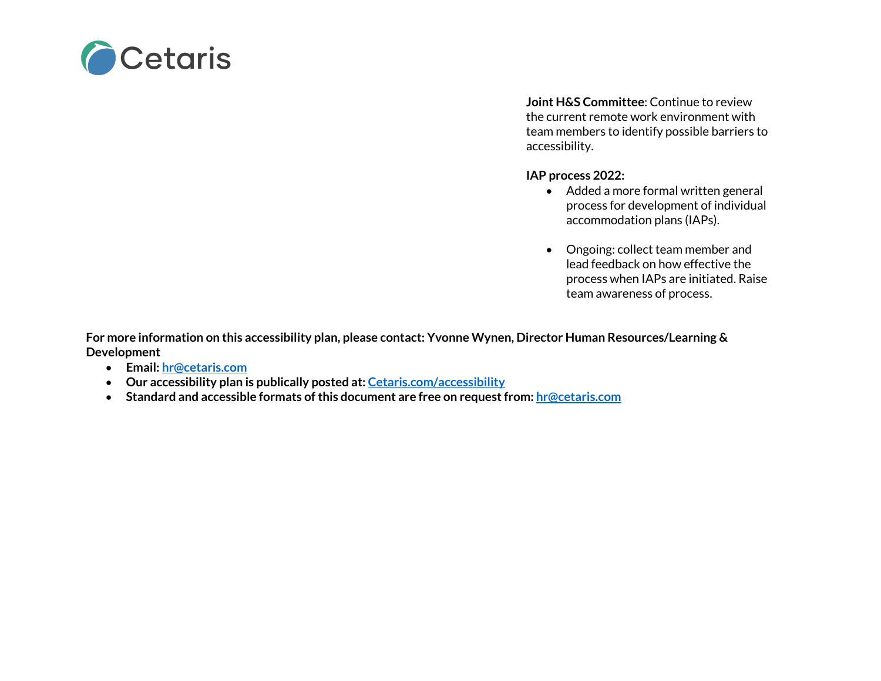**Joint H&S Committee**: Continue to review the current remote work environment with team members to identify possible barriers to accessibility.

**IAP process 2022:**

- Added a more formal written general process for development of individual accommodation plans (IAPs).
- Ongoing: collect team member and lead feedback on how effective the process when IAPs are initiated. Raise team awareness of process.

**For more information on this accessibility plan, please contact: Yvonne Wynen, Director Human Resources/Learning & Development**

- **Email: [hr@cetaris.com](mailto:hr@cetaris.com)**
- **Our accessibility plan is publically posted at: [Cetaris.com/accessibility](https://Cetaris.com/accessibility)**
- **Standard and accessible formats of this document are free on request from: [hr@cetaris.com](mailto:hr@cetaris.com)**